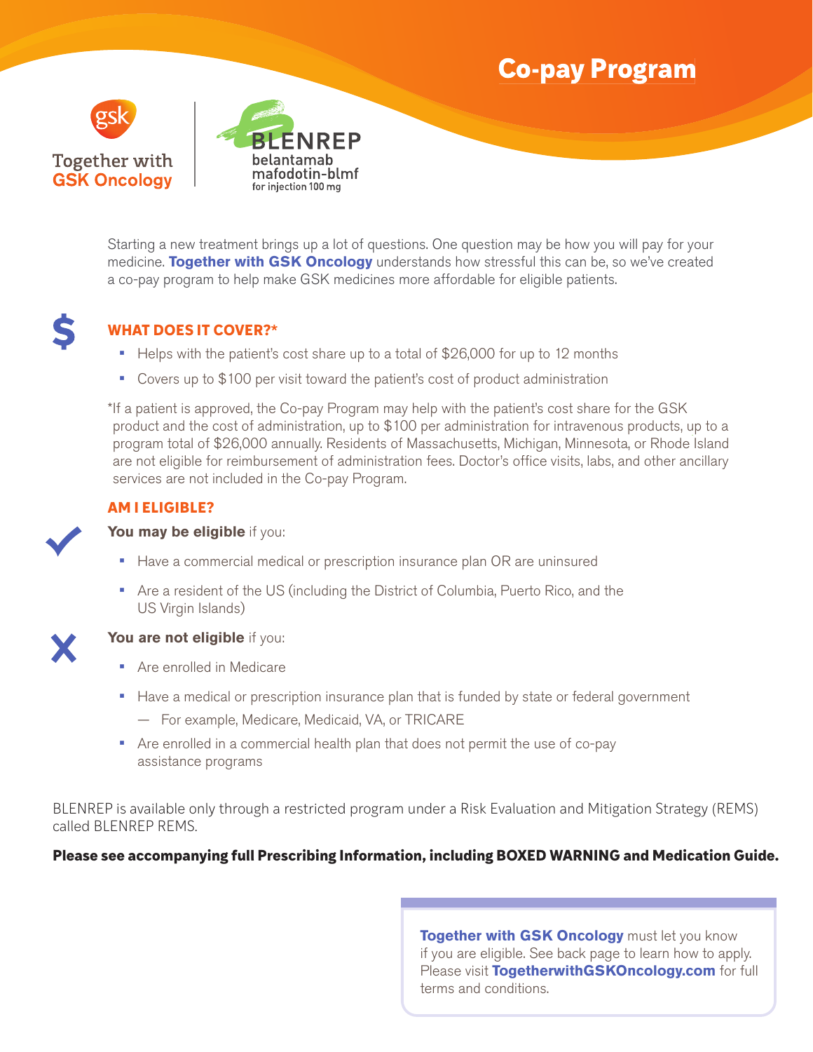# Co-pay Program

Together with GSK Oncology

BLENREP belantamab mafodotin-blmf for injection 100 mg

Starting a new treatment brings up a lot of questions. One question may be how you will pay for your medicine. **Together with GSK Oncology** understands how stressful this can be, so we've created a co-pay program to help make GSK medicines more affordable for eligible patients.

## WHAT DOES IT COVER?*

- Helps with the patient's cost share up to a total of $26,000 for up to 12 months
- Covers up to $100 per visit toward the patient's cost of product administration

*If a patient is approved, the Co-pay Program may help with the patient's cost share for the GSK product and the cost of administration, up to $100 per administration for intravenous products, up to a program total of $26,000 annually. Residents of Massachusetts, Michigan, Minnesota, or Rhode Island are not eligible for reimbursement of administration fees. Doctor's office visits, labs, and other ancillary services are not included in the Co-pay Program.

## AM I ELIGIBLE?

**You may be eligible** if you:

- Have a commercial medical or prescription insurance plan OR are uninsured
- Are a resident of the US (including the District of Columbia, Puerto Rico, and the US Virgin Islands)

**You are not eligible** if you:

- Are enrolled in Medicare
- Have a medical or prescription insurance plan that is funded by state or federal government
  - For example, Medicare, Medicaid, VA, or TRICARE
- Are enrolled in a commercial health plan that does not permit the use of co-pay assistance programs

BLENREP is available only through a restricted program under a Risk Evaluation and Mitigation Strategy (REMS) called BLENREP REMS.

**Please see accompanying full Prescribing Information, including BOXED WARNING and Medication Guide.**

**Together with GSK Oncology** must let you know if you are eligible. See back page to learn how to apply. Please visit **TogetherwithGSKOncology.com** for full terms and conditions.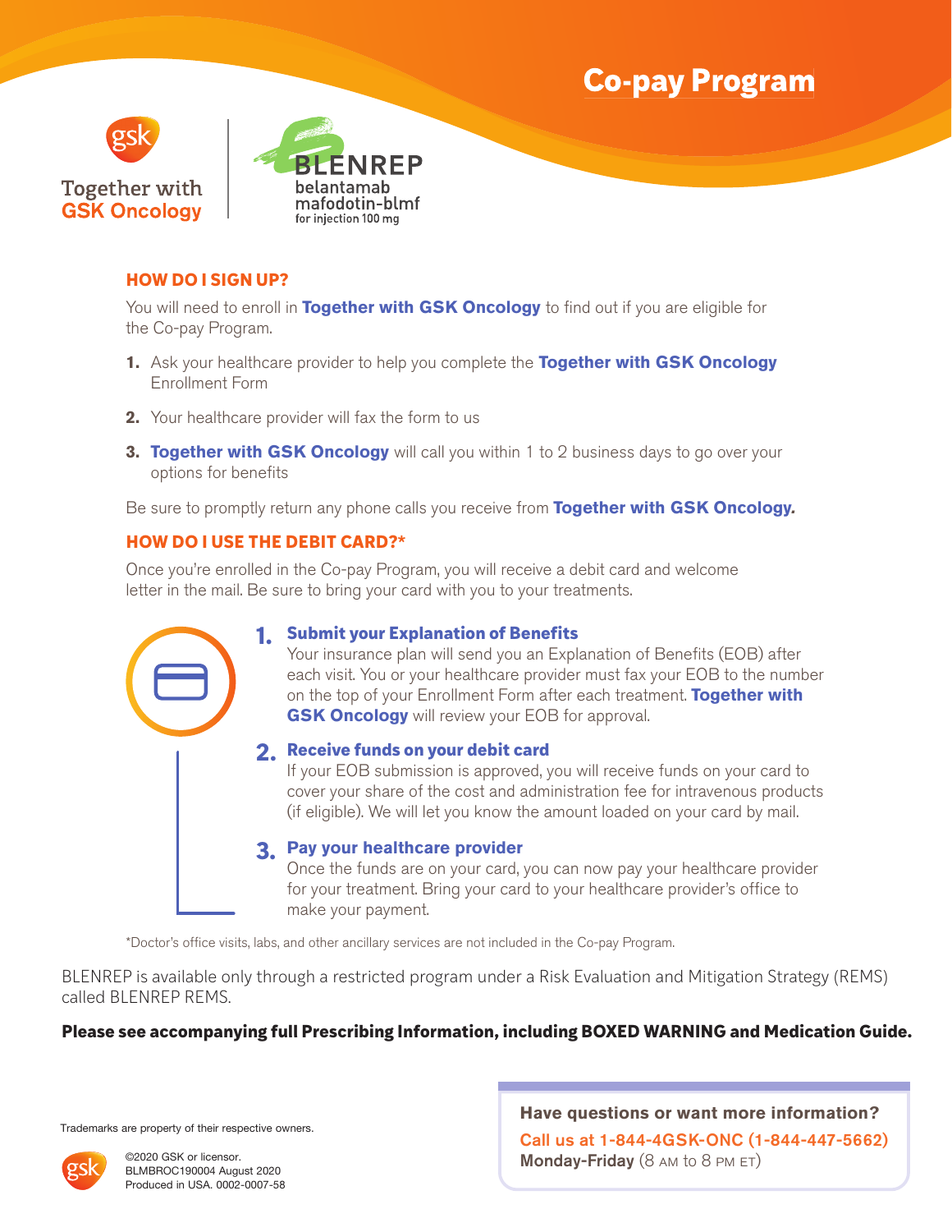# Co-pay Program

Together with GSK Oncology

BLENREP belantamab mafodotin-blmf for injection 100 mg

## HOW DO I SIGN UP?

You will need to enroll in **Together with GSK Oncology** to find out if you are eligible for the Co-pay Program.

1. Ask your healthcare provider to help you complete the **Together with GSK Oncology** Enrollment Form
2. Your healthcare provider will fax the form to us
3. **Together with GSK Oncology** will call you within 1 to 2 business days to go over your options for benefits

Be sure to promptly return any phone calls you receive from **Together with GSK Oncology.**

## HOW DO I USE THE DEBIT CARD?*

Once you're enrolled in the Co-pay Program, you will receive a debit card and welcome letter in the mail. Be sure to bring your card with you to your treatments.

1. **Submit your Explanation of Benefits**
   Your insurance plan will send you an Explanation of Benefits (EOB) after each visit. You or your healthcare provider must fax your EOB to the number on the top of your Enrollment Form after each treatment. **Together with GSK Oncology** will review your EOB for approval.
2. **Receive funds on your debit card**
   If your EOB submission is approved, you will receive funds on your card to cover your share of the cost and administration fee for intravenous products (if eligible). We will let you know the amount loaded on your card by mail.
3. **Pay your healthcare provider**
   Once the funds are on your card, you can now pay your healthcare provider for your treatment. Bring your card to your healthcare provider's office to make your payment.

*Doctor's office visits, labs, and other ancillary services are not included in the Co-pay Program.

BLENREP is available only through a restricted program under a Risk Evaluation and Mitigation Strategy (REMS) called BLENREP REMS.

**Please see accompanying full Prescribing Information, including BOXED WARNING and Medication Guide.**

Trademarks are property of their respective owners.

©2020 GSK or licensor.
BLMBROC190004 August 2020
Produced in USA. 0002-0007-58

**Have questions or want more information?**
Call us at 1-844-4GSK-ONC (1-844-447-5662)
**Monday-Friday** (8 AM to 8 PM ET)